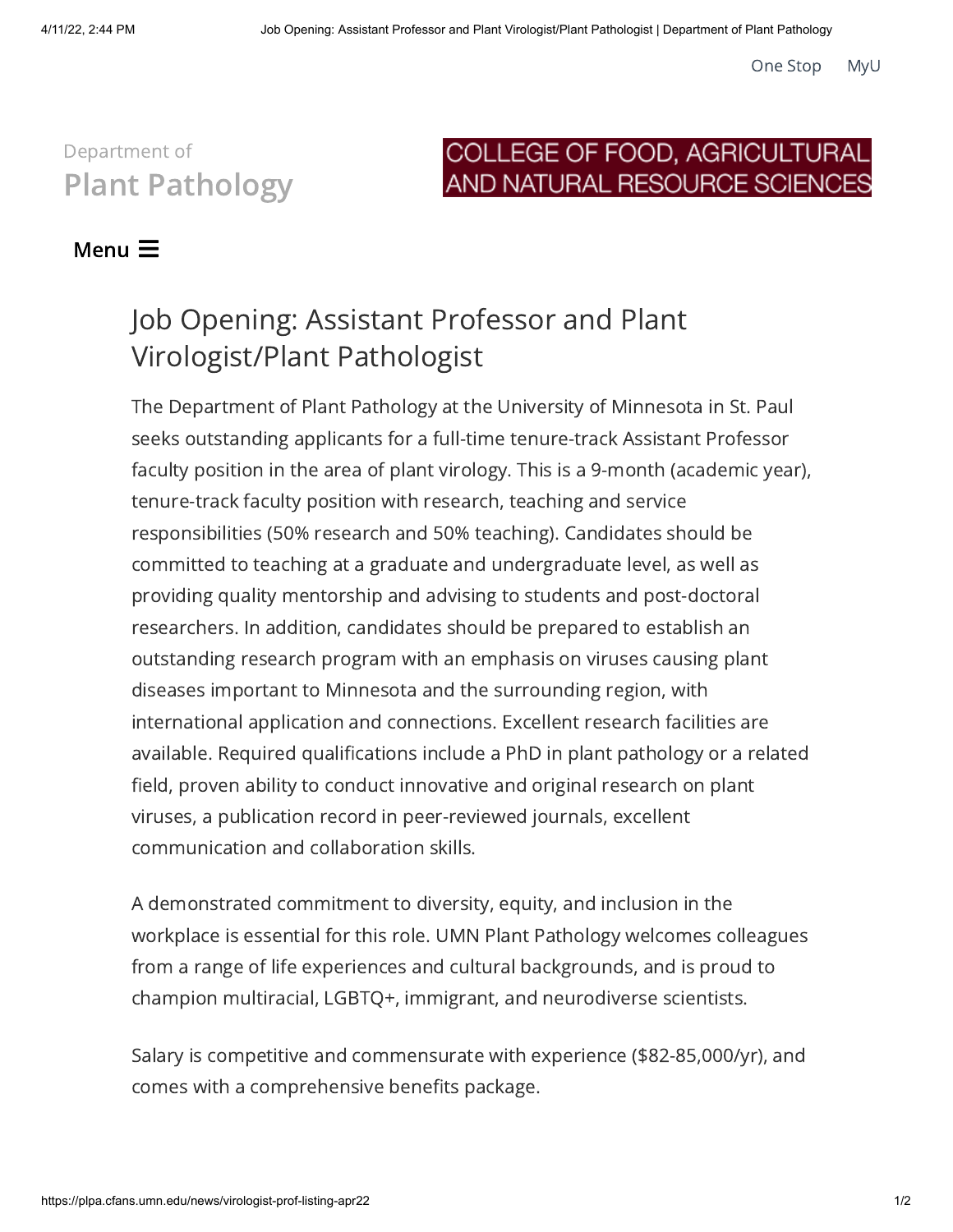One Stop MyU

Department of
**Plant Pathology**

COLLEGE OF FOOD, AGRICULTURAL AND NATURAL RESOURCE SCIENCES

**Menu**

# Job Opening: Assistant Professor and Plant Virologist/Plant Pathologist

The Department of Plant Pathology at the University of Minnesota in St. Paul seeks outstanding applicants for a full-time tenure-track Assistant Professor faculty position in the area of plant virology. This is a 9-month (academic year), tenure-track faculty position with research, teaching and service responsibilities (50% research and 50% teaching). Candidates should be committed to teaching at a graduate and undergraduate level, as well as providing quality mentorship and advising to students and post-doctoral researchers. In addition, candidates should be prepared to establish an outstanding research program with an emphasis on viruses causing plant diseases important to Minnesota and the surrounding region, with international application and connections. Excellent research facilities are available. Required qualifications include a PhD in plant pathology or a related field, proven ability to conduct innovative and original research on plant viruses, a publication record in peer-reviewed journals, excellent communication and collaboration skills.

A demonstrated commitment to diversity, equity, and inclusion in the workplace is essential for this role. UMN Plant Pathology welcomes colleagues from a range of life experiences and cultural backgrounds, and is proud to champion multiracial, LGBTQ+, immigrant, and neurodiverse scientists.

Salary is competitive and commensurate with experience ($82-85,000/yr), and comes with a comprehensive benefits package.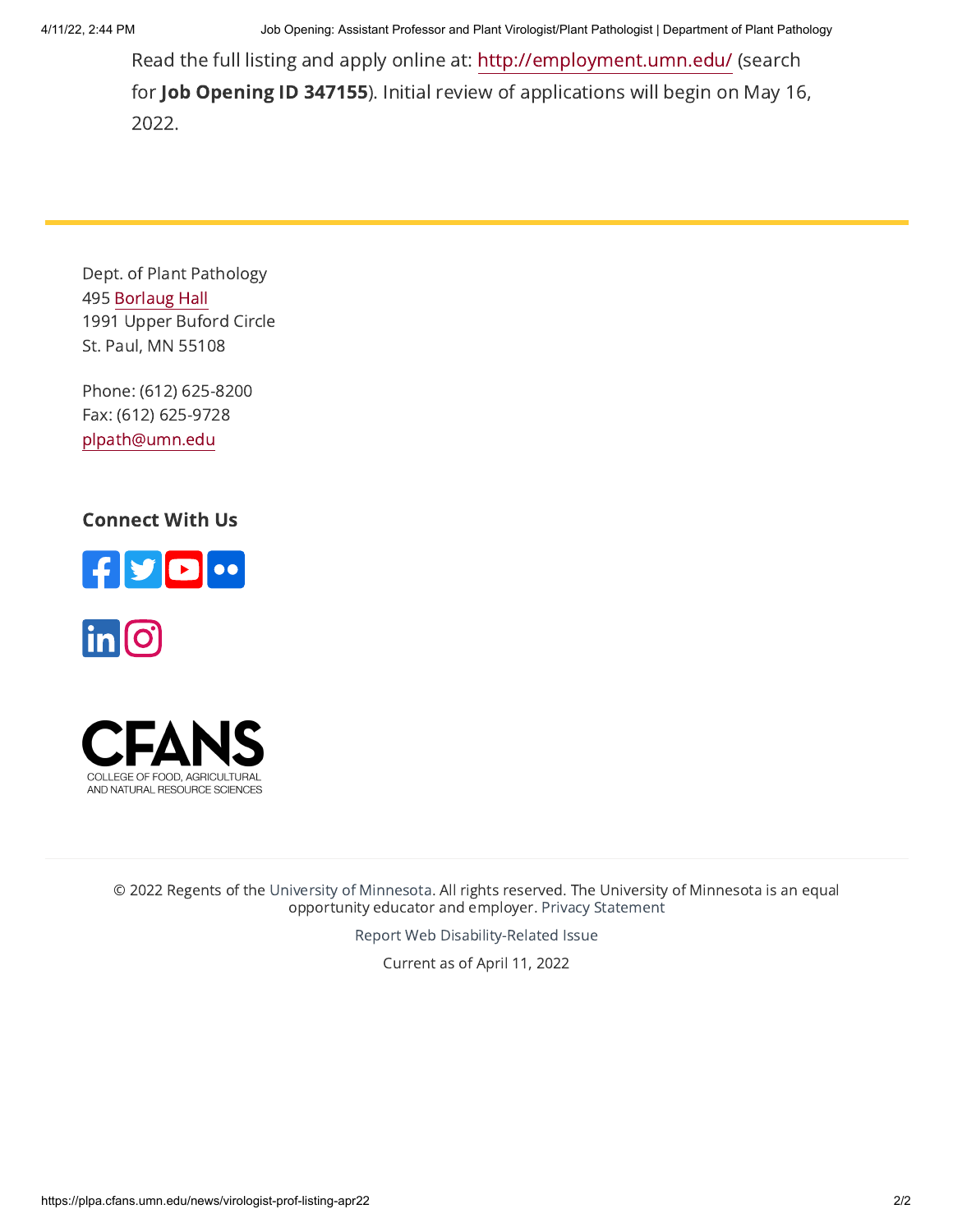Read the full listing and apply online at: http://employment.umn.edu/ (search for **Job Opening ID 347155**). Initial review of applications will begin on May 16, 2022.

---

Dept. of Plant Pathology
495 Borlaug Hall
1991 Upper Buford Circle
St. Paul, MN 55108

Phone: (612) 625-8200
Fax: (612) 625-9728
plpath@umn.edu

**Connect With Us**

CFANS
COLLEGE OF FOOD, AGRICULTURAL AND NATURAL RESOURCE SCIENCES

© 2022 Regents of the University of Minnesota. All rights reserved. The University of Minnesota is an equal opportunity educator and employer. Privacy Statement

Report Web Disability-Related Issue

Current as of April 11, 2022